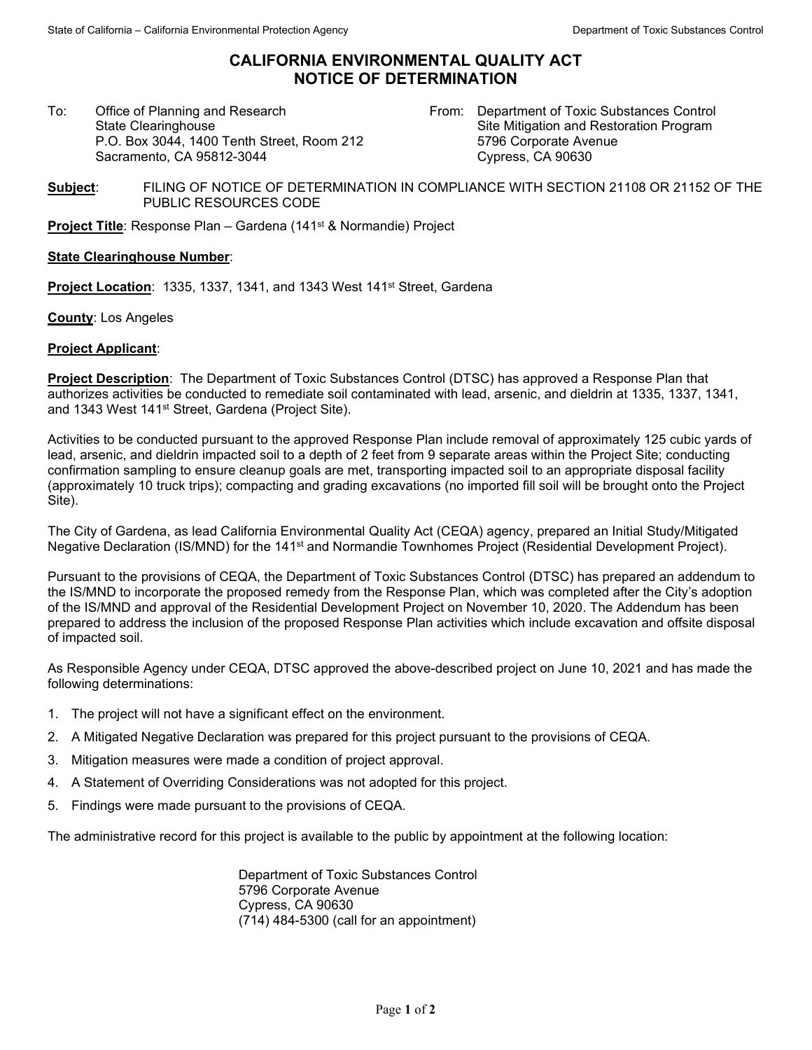# CALIFORNIA ENVIRONMENTAL QUALITY ACT
# NOTICE OF DETERMINATION

To: Office of Planning and Research
State Clearinghouse
P.O. Box 3044, 1400 Tenth Street, Room 212
Sacramento, CA 95812-3044

From: Department of Toxic Substances Control
Site Mitigation and Restoration Program
5796 Corporate Avenue
Cypress, CA 90630

**Subject**: FILING OF NOTICE OF DETERMINATION IN COMPLIANCE WITH SECTION 21108 OR 21152 OF THE PUBLIC RESOURCES CODE

**Project Title**: Response Plan – Gardena (141st & Normandie) Project

**State Clearinghouse Number**:

**Project Location**: 1335, 1337, 1341, and 1343 West 141st Street, Gardena

**County**: Los Angeles

**Project Applicant**:

**Project Description**: The Department of Toxic Substances Control (DTSC) has approved a Response Plan that authorizes activities be conducted to remediate soil contaminated with lead, arsenic, and dieldrin at 1335, 1337, 1341, and 1343 West 141st Street, Gardena (Project Site).

Activities to be conducted pursuant to the approved Response Plan include removal of approximately 125 cubic yards of lead, arsenic, and dieldrin impacted soil to a depth of 2 feet from 9 separate areas within the Project Site; conducting confirmation sampling to ensure cleanup goals are met, transporting impacted soil to an appropriate disposal facility (approximately 10 truck trips); compacting and grading excavations (no imported fill soil will be brought onto the Project Site).

The City of Gardena, as lead California Environmental Quality Act (CEQA) agency, prepared an Initial Study/Mitigated Negative Declaration (IS/MND) for the 141st and Normandie Townhomes Project (Residential Development Project).

Pursuant to the provisions of CEQA, the Department of Toxic Substances Control (DTSC) has prepared an addendum to the IS/MND to incorporate the proposed remedy from the Response Plan, which was completed after the City's adoption of the IS/MND and approval of the Residential Development Project on November 10, 2020. The Addendum has been prepared to address the inclusion of the proposed Response Plan activities which include excavation and offsite disposal of impacted soil.

As Responsible Agency under CEQA, DTSC approved the above-described project on June 10, 2021 and has made the following determinations:

1. The project will not have a significant effect on the environment.
2. A Mitigated Negative Declaration was prepared for this project pursuant to the provisions of CEQA.
3. Mitigation measures were made a condition of project approval.
4. A Statement of Overriding Considerations was not adopted for this project.
5. Findings were made pursuant to the provisions of CEQA.

The administrative record for this project is available to the public by appointment at the following location:

Department of Toxic Substances Control
5796 Corporate Avenue
Cypress, CA 90630
(714) 484-5300 (call for an appointment)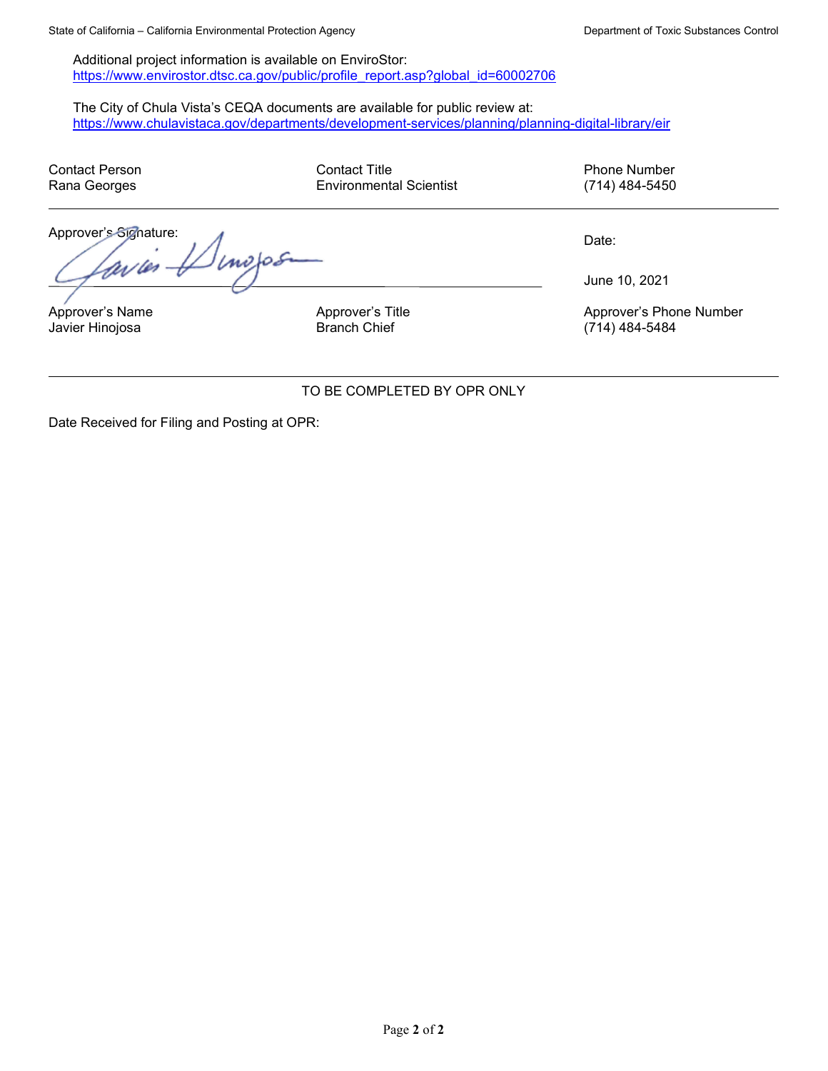Additional project information is available on EnviroStor:
https://www.envirostor.dtsc.ca.gov/public/profile_report.asp?global_id=60002706

The City of Chula Vista's CEQA documents are available for public review at:
https://www.chulavistaca.gov/departments/development-services/planning/planning-digital-library/eir

| Contact Person | Contact Title | Phone Number |
| --- | --- | --- |
| Rana Georges | Environmental Scientist | (714) 484-5450 |

Approver's Signature: Javier Hinojosa

Date: June 10, 2021

| Approver's Name | Approver's Title | Approver's Phone Number |
| --- | --- | --- |
| Javier Hinojosa | Branch Chief | (714) 484-5484 |

TO BE COMPLETED BY OPR ONLY

Date Received for Filing and Posting at OPR: